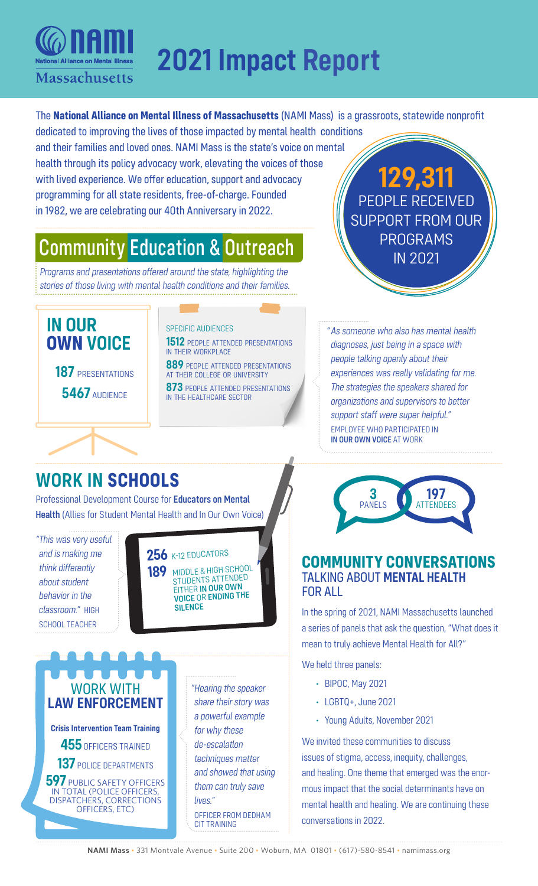# NAMI Massachusetts 2021 Impact Report

The **National Alliance on Mental Illness of Massachusetts** (NAMI Mass) is a grassroots, statewide nonprofit dedicated to improving the lives of those impacted by mental health conditions and their families and loved ones. NAMI Mass is the state's voice on mental health through its policy advocacy work, elevating the voices of those with lived experience. We offer education, support and advocacy programming for all state residents, free-of-charge. Founded in 1982, we are celebrating our 40th Anniversary in 2022.

**129,311** PEOPLE RECEIVED SUPPORT FROM OUR PROGRAMS IN 2021

## Community Education & Outreach

*Programs and presentations offered around the state, highlighting the stories of those living with mental health conditions and their families.*

### IN OUR OWN VOICE

**187** PRESENTATIONS

**5467** AUDIENCE

SPECIFIC AUDIENCES

- **1512** PEOPLE ATTENDED PRESENTATIONS IN THEIR WORKPLACE
- **889** PEOPLE ATTENDED PRESENTATIONS AT THEIR COLLEGE OR UNIVERSITY
- **873** PEOPLE ATTENDED PRESENTATIONS IN THE HEALTHCARE SECTOR

*"As someone who also has mental health diagnoses, just being in a space with people talking openly about their experiences was really validating for me. The strategies the speakers shared for organizations and supervisors to better support staff were super helpful."*

EMPLOYEE WHO PARTICIPATED IN **IN OUR OWN VOICE** AT WORK

## WORK IN SCHOOLS

Professional Development Course for **Educators on Mental Health** (Allies for Student Mental Health and In Our Own Voice)

*"This was very useful and is making me think differently about student behavior in the classroom."* HIGH SCHOOL TEACHER

**256** K-12 EDUCATORS

**189** MIDDLE & HIGH SCHOOL STUDENTS ATTENDED EITHER **IN OUR OWN VOICE** OR **ENDING THE SILENCE**

## WORK WITH LAW ENFORCEMENT

**Crisis Intervention Team Training**

**455** OFFICERS TRAINED

**137** POLICE DEPARTMENTS

**597** PUBLIC SAFETY OFFICERS IN TOTAL (POLICE OFFICERS, DISPATCHERS, CORRECTIONS OFFICERS, ETC)

*"Hearing the speaker share their story was a powerful example for why these de-escalation techniques matter and showed that using them can truly save lives."*

OFFICER FROM DEDHAM CIT TRAINING

## COMMUNITY CONVERSATIONS

### TALKING ABOUT MENTAL HEALTH FOR ALL

**3** PANELS

**197** ATTENDEES

In the spring of 2021, NAMI Massachusetts launched a series of panels that ask the question, "What does it mean to truly achieve Mental Health for All?"

We held three panels:

- BIPOC, May 2021
- LGBTQ+, June 2021
- Young Adults, November 2021

We invited these communities to discuss issues of stigma, access, inequity, challenges, and healing. One theme that emerged was the enormous impact that the social determinants have on mental health and healing. We are continuing these conversations in 2022.

**NAMI Mass** • 331 Montvale Avenue • Suite 200 • Woburn, MA 01801 • (617)-580-8541 • namimass.org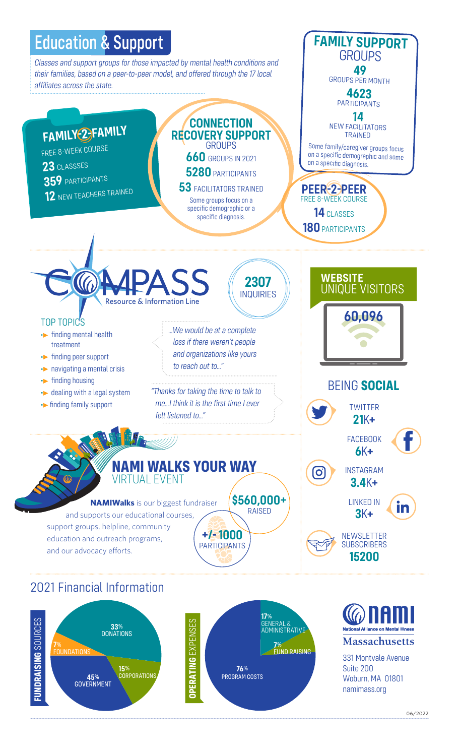# Education & Support

*Classes and support groups for those impacted by mental health conditions and their families, based on a peer-to-peer model, and offered through the 17 local affiliates across the state.*

## FAMILY-2-FAMILY

FREE 8-WEEK COURSE

**23** CLASSSES

**359** PARTICIPANTS

**12** NEW TEACHERS TRAINED

## CONNECTION RECOVERY SUPPORT GROUPS

**660** GROUPS IN 2021

**5280** PARTICIPANTS

**53** FACILITATORS TRAINED

Some groups focus on a specific demographic or a specific diagnosis.

## FAMILY SUPPORT GROUPS

**49** GROUPS PER MONTH

**4623** PARTICIPANTS

**14** NEW FACILITATORS TRAINED

Some family/caregiver groups focus on a specific demographic and some on a specific diagnosis.

## PEER-2-PEER

FREE 8-WEEK COURSE

**14** CLASSES

**180** PARTICIPANTS

## COMPASS Resource & Information Line

**2307** INQUIRIES

TOP TOPICS

- finding mental health treatment
- finding peer support
- navigating a mental crisis
- finding housing
- dealing with a legal system
- finding family support

*...We would be at a complete loss if there weren't people and organizations like yours to reach out to..."*

*"Thanks for taking the time to talk to me...I think it is the first time I ever felt listened to..."*

## WEBSITE UNIQUE VISITORS

**60,096**

## BEING SOCIAL

TWITTER **21K+**

FACEBOOK **6K+**

INSTAGRAM **3.4K+**

LINKED IN **3K+**

NEWSLETTER SUBSCRIBERS **15200**

## NAMI WALKS YOUR WAY VIRTUAL EVENT

**NAMIWalks** is our biggest fundraiser and supports our educational courses, support groups, helpline, community education and outreach programs, and our advocacy efforts.

**$560,000+** RAISED

**+/-1000** PARTICIPANTS

## 2021 Financial Information

**FUNDRAISING** SOURCES

33% DONATIONS
7% FOUNDATIONS
15% CORPORATIONS
45% GOVERNMENT

**OPERATING** EXPENSES

17% GENERAL & ADMINISTRATIVE
7% FUND RAISING
76% PROGRAM COSTS

NAMI National Alliance on Mental Illness Massachusetts

331 Montvale Avenue
Suite 200
Woburn, MA 01801
namimass.org

06/2022